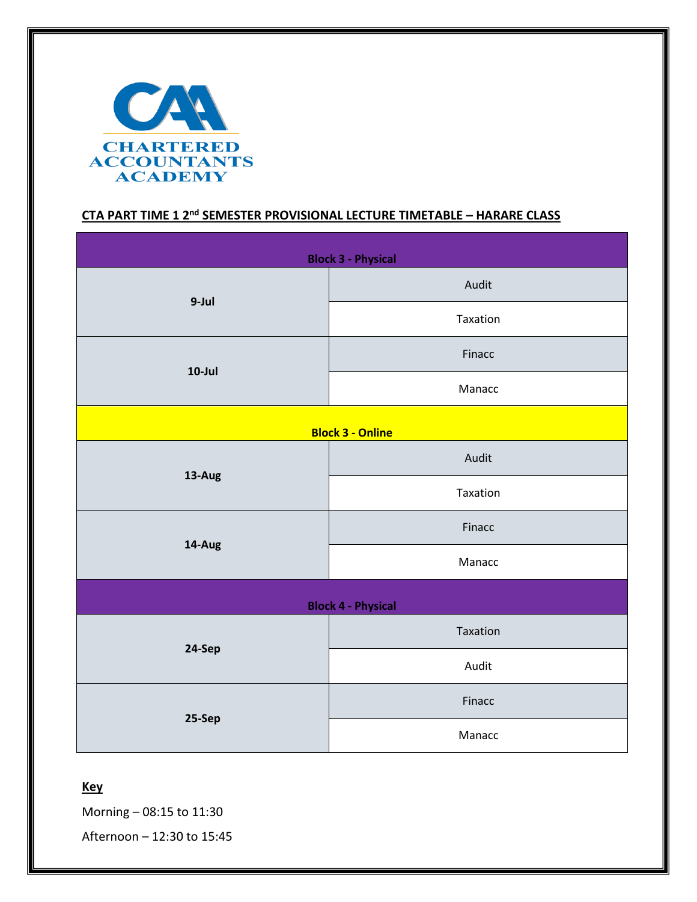CHARTERED ACCOUNTANTS ACADEMY

**CTA PART TIME 1 2nd SEMESTER PROVISIONAL LECTURE TIMETABLE – HARARE CLASS**

| Block 3 - Physical | |
|---|---|
| 9-Jul | Audit |
| | Taxation |
| 10-Jul | Finacc |
| | Manacc |
| **Block 3 - Online** | |
| 13-Aug | Audit |
| | Taxation |
| 14-Aug | Finacc |
| | Manacc |
| **Block 4 - Physical** | |
| 24-Sep | Taxation |
| | Audit |
| 25-Sep | Finacc |
| | Manacc |

**Key**

Morning – 08:15 to 11:30

Afternoon – 12:30 to 15:45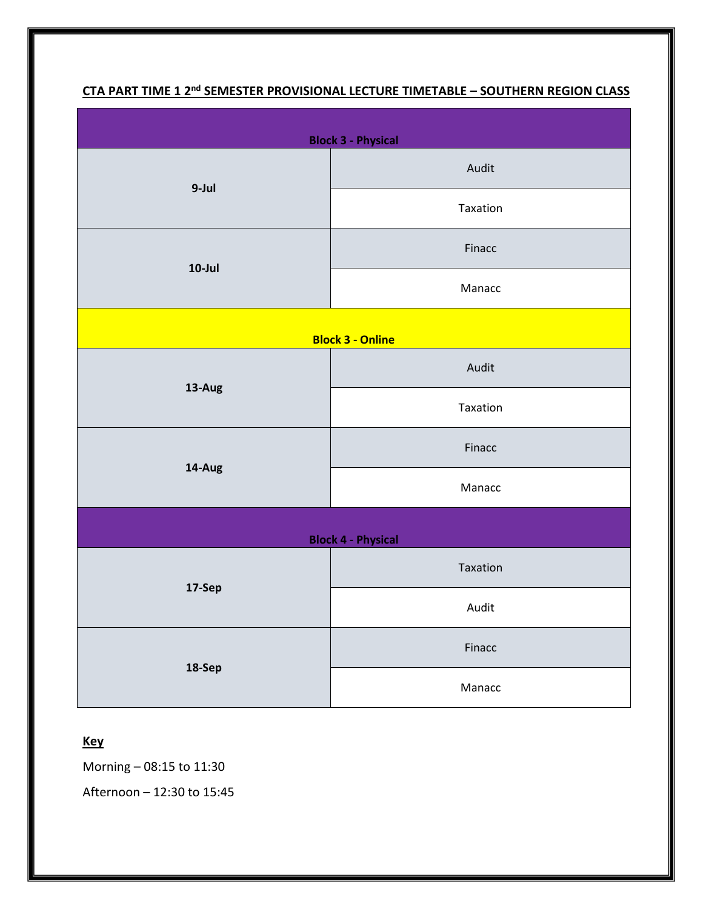**CTA PART TIME 1 2nd SEMESTER PROVISIONAL LECTURE TIMETABLE – SOUTHERN REGION CLASS**

| **Block 3 - Physical** | |
|---|---|
| **9-Jul** | Audit |
| | Taxation |
| **10-Jul** | Finacc |
| | Manacc |
| **Block 3 - Online** | |
| **13-Aug** | Audit |
| | Taxation |
| **14-Aug** | Finacc |
| | Manacc |
| **Block 4 - Physical** | |
| **17-Sep** | Taxation |
| | Audit |
| **18-Sep** | Finacc |
| | Manacc |

**Key**

Morning – 08:15 to 11:30

Afternoon – 12:30 to 15:45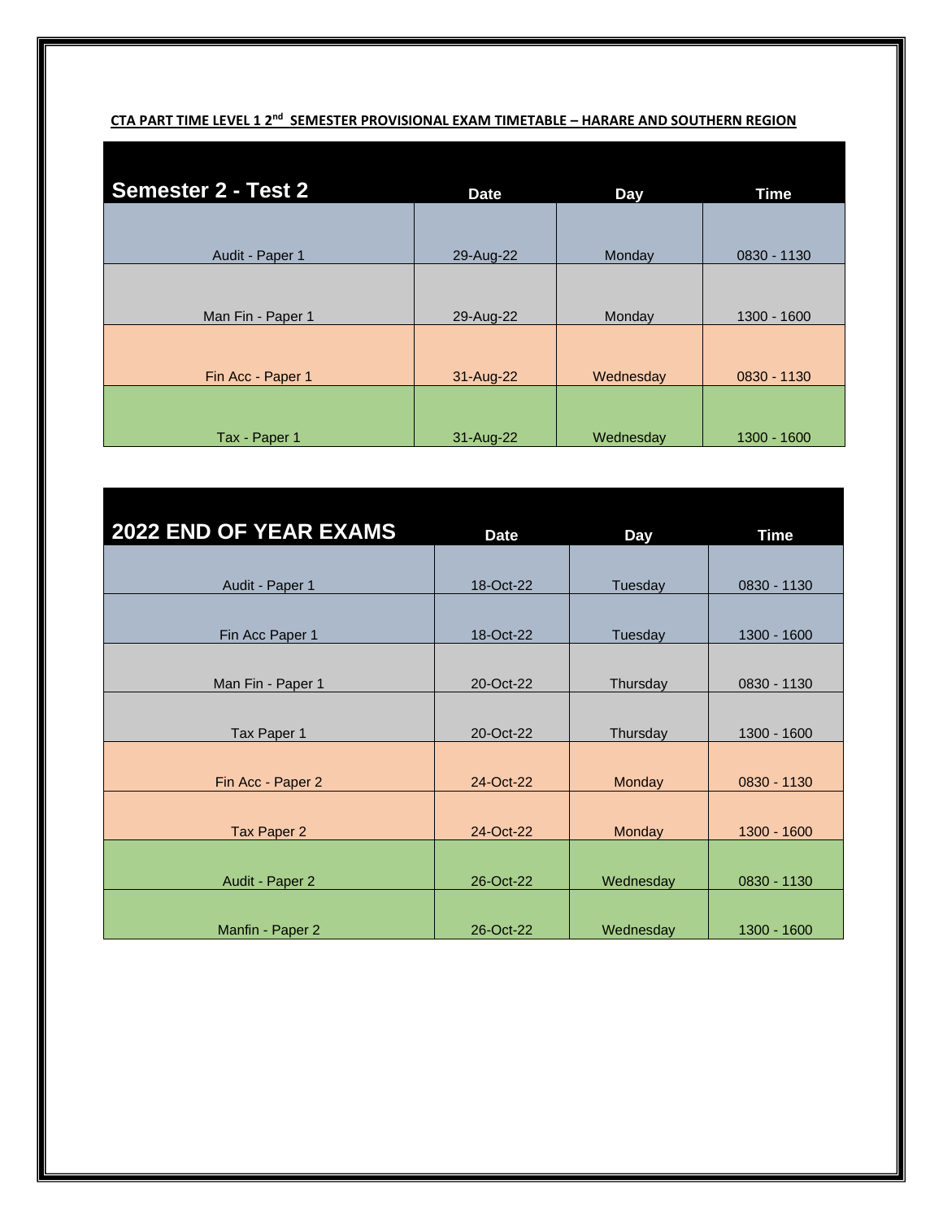**CTA PART TIME LEVEL 1 2nd SEMESTER PROVISIONAL EXAM TIMETABLE – HARARE AND SOUTHERN REGION**

| Semester 2 - Test 2 | Date | Day | Time |
|---|---|---|---|
| Audit - Paper 1 | 29-Aug-22 | Monday | 0830 - 1130 |
| Man Fin - Paper 1 | 29-Aug-22 | Monday | 1300 - 1600 |
| Fin Acc - Paper 1 | 31-Aug-22 | Wednesday | 0830 - 1130 |
| Tax - Paper 1 | 31-Aug-22 | Wednesday | 1300 - 1600 |

| 2022 END OF YEAR EXAMS | Date | Day | Time |
|---|---|---|---|
| Audit - Paper 1 | 18-Oct-22 | Tuesday | 0830 - 1130 |
| Fin Acc Paper 1 | 18-Oct-22 | Tuesday | 1300 - 1600 |
| Man Fin - Paper 1 | 20-Oct-22 | Thursday | 0830 - 1130 |
| Tax Paper 1 | 20-Oct-22 | Thursday | 1300 - 1600 |
| Fin Acc - Paper 2 | 24-Oct-22 | Monday | 0830 - 1130 |
| Tax Paper 2 | 24-Oct-22 | Monday | 1300 - 1600 |
| Audit - Paper 2 | 26-Oct-22 | Wednesday | 0830 - 1130 |
| Manfin - Paper 2 | 26-Oct-22 | Wednesday | 1300 - 1600 |